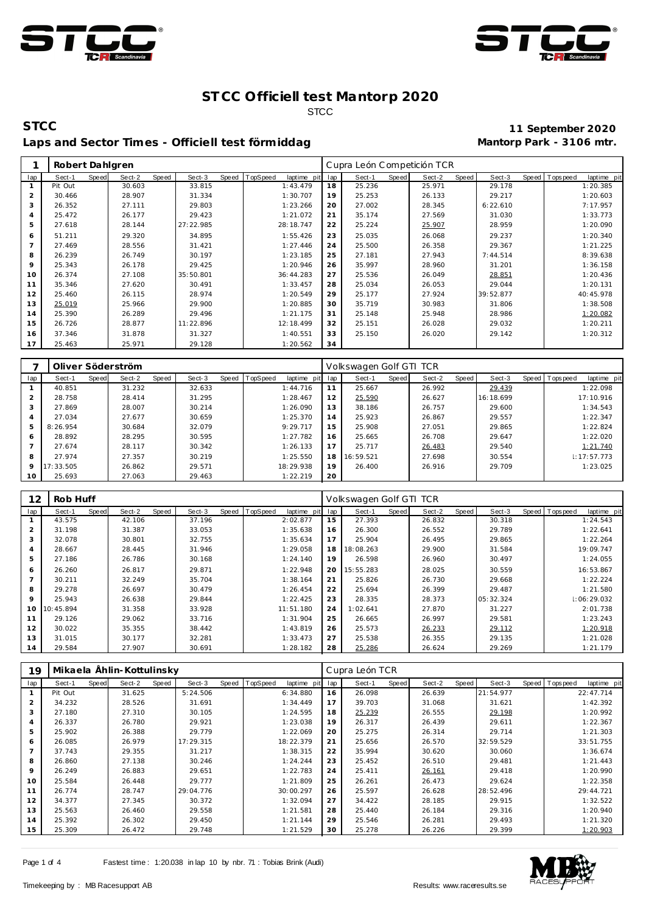# STCC Officiell test Mantorp 2020

STCC

**STCC**

**11 September 2020**

**Laps and Sector Times - Officiell test förmiddag**

**Mantorp Park - 3106 mtr.**

| 1 | Robert Dahlgren | | | | | | | | Cupra León Competición TCR | | | | | | | |
|---|---|---|---|---|---|---|---|---|---|---|---|---|---|---|---|---|
| lap | Sect-1 | Speed | Sect-2 | Speed | Sect-3 | Speed | TopSpeed | laptime pit | lap | Sect-1 | Speed | Sect-2 | Speed | Sect-3 | Speed | Topspeed laptime pit |
| 1 | Pit Out | | 30.603 | | 33.815 | | | 1:43.479 | 18 | 25.236 | | 25.971 | | 29.178 | | 1:20.385 |
| 2 | 30.466 | | 28.907 | | 31.334 | | | 1:30.707 | 19 | 25.253 | | 26.133 | | 29.217 | | 1:20.603 |
| 3 | 26.352 | | 27.111 | | 29.803 | | | 1:23.266 | 20 | 27.002 | | 28.345 | | 6:22.610 | | 7:17.957 |
| 4 | 25.472 | | 26.177 | | 29.423 | | | 1:21.072 | 21 | 35.174 | | 27.569 | | 31.030 | | 1:33.773 |
| 5 | 27.618 | | 28.144 | | 27:22.985 | | | 28:18.747 | 22 | 25.224 | | 25.907 | | 28.959 | | 1:20.090 |
| 6 | 51.211 | | 29.320 | | 34.895 | | | 1:55.426 | 23 | 25.035 | | 26.068 | | 29.237 | | 1:20.340 |
| 7 | 27.469 | | 28.556 | | 31.421 | | | 1:27.446 | 24 | 25.500 | | 26.358 | | 29.367 | | 1:21.225 |
| 8 | 26.239 | | 26.749 | | 30.197 | | | 1:23.185 | 25 | 27.181 | | 27.943 | | 7:44.514 | | 8:39.638 |
| 9 | 25.343 | | 26.178 | | 29.425 | | | 1:20.946 | 26 | 35.997 | | 28.960 | | 31.201 | | 1:36.158 |
| 10 | 26.374 | | 27.108 | | 35:50.801 | | | 36:44.283 | 27 | 25.536 | | 26.049 | | 28.851 | | 1:20.436 |
| 11 | 35.346 | | 27.620 | | 30.491 | | | 1:33.457 | 28 | 25.034 | | 26.053 | | 29.044 | | 1:20.131 |
| 12 | 25.460 | | 26.115 | | 28.974 | | | 1:20.549 | 29 | 25.177 | | 27.924 | | 39:52.877 | | 40:45.978 |
| 13 | 25.019 | | 25.966 | | 29.900 | | | 1:20.885 | 30 | 35.719 | | 30.983 | | 31.806 | | 1:38.508 |
| 14 | 25.390 | | 26.289 | | 29.496 | | | 1:21.175 | 31 | 25.148 | | 25.948 | | 28.986 | | 1:20.082 |
| 15 | 26.726 | | 28.877 | | 11:22.896 | | | 12:18.499 | 32 | 25.151 | | 26.028 | | 29.032 | | 1:20.211 |
| 16 | 37.346 | | 31.878 | | 31.327 | | | 1:40.551 | 33 | 25.150 | | 26.020 | | 29.142 | | 1:20.312 |
| 17 | 25.463 | | 25.971 | | 29.128 | | | 1:20.562 | 34 | | | | | | | |

| 7 | Oliver Söderström | | | | | | | | Volkswagen Golf GTI TCR | | | | | | | |
|---|---|---|---|---|---|---|---|---|---|---|---|---|---|---|---|---|
| lap | Sect-1 | Speed | Sect-2 | Speed | Sect-3 | Speed | TopSpeed | laptime pit | lap | Sect-1 | Speed | Sect-2 | Speed | Sect-3 | Speed | Topspeed laptime pit |
| 1 | 40.851 | | 31.232 | | 32.633 | | | 1:44.716 | 11 | 25.667 | | 26.992 | | 29.439 | | 1:22.098 |
| 2 | 28.758 | | 28.414 | | 31.295 | | | 1:28.467 | 12 | 25.590 | | 26.627 | | 16:18.699 | | 17:10.916 |
| 3 | 27.869 | | 28.007 | | 30.214 | | | 1:26.090 | 13 | 38.186 | | 26.757 | | 29.600 | | 1:34.543 |
| 4 | 27.034 | | 27.677 | | 30.659 | | | 1:25.370 | 14 | 25.923 | | 26.867 | | 29.557 | | 1:22.347 |
| 5 | 8:26.954 | | 30.684 | | 32.079 | | | 9:29.717 | 15 | 25.908 | | 27.051 | | 29.865 | | 1:22.824 |
| 6 | 28.892 | | 28.295 | | 30.595 | | | 1:27.782 | 16 | 25.665 | | 26.708 | | 29.647 | | 1:22.020 |
| 7 | 27.674 | | 28.117 | | 30.342 | | | 1:26.133 | 17 | 25.717 | | 26.483 | | 29.540 | | 1:21.740 |
| 8 | 27.974 | | 27.357 | | 30.219 | | | 1:25.550 | 18 | 16:59.521 | | 27.698 | | 30.554 | | 1:17:57.773 |
| 9 | 17:33.505 | | 26.862 | | 29.571 | | | 18:29.938 | 19 | 26.400 | | 26.916 | | 29.709 | | 1:23.025 |
| 10 | 25.693 | | 27.063 | | 29.463 | | | 1:22.219 | 20 | | | | | | | |

| 12 | Rob Huff | | | | | | | | Volkswagen Golf GTI TCR | | | | | | | |
|---|---|---|---|---|---|---|---|---|---|---|---|---|---|---|---|---|
| lap | Sect-1 | Speed | Sect-2 | Speed | Sect-3 | Speed | TopSpeed | laptime pit | lap | Sect-1 | Speed | Sect-2 | Speed | Sect-3 | Speed | Topspeed laptime pit |
| 1 | 43.575 | | 42.106 | | 37.196 | | | 2:02.877 | 15 | 27.393 | | 26.832 | | 30.318 | | 1:24.543 |
| 2 | 31.198 | | 31.387 | | 33.053 | | | 1:35.638 | 16 | 26.300 | | 26.552 | | 29.789 | | 1:22.641 |
| 3 | 32.078 | | 30.801 | | 32.755 | | | 1:35.634 | 17 | 25.904 | | 26.495 | | 29.865 | | 1:22.264 |
| 4 | 28.667 | | 28.445 | | 31.946 | | | 1:29.058 | 18 | 18:08.263 | | 29.900 | | 31.584 | | 19:09.747 |
| 5 | 27.186 | | 26.786 | | 30.168 | | | 1:24.140 | 19 | 26.598 | | 26.960 | | 30.497 | | 1:24.055 |
| 6 | 26.260 | | 26.817 | | 29.871 | | | 1:22.948 | 20 | 15:55.283 | | 28.025 | | 30.559 | | 16:53.867 |
| 7 | 30.211 | | 32.249 | | 35.704 | | | 1:38.164 | 21 | 25.826 | | 26.730 | | 29.668 | | 1:22.224 |
| 8 | 29.278 | | 26.697 | | 30.479 | | | 1:26.454 | 22 | 25.694 | | 26.399 | | 29.487 | | 1:21.580 |
| 9 | 25.943 | | 26.638 | | 29.844 | | | 1:22.425 | 23 | 28.335 | | 28.373 | | 05:32.324 | | 1:06:29.032 |
| 10 | 10:45.894 | | 31.358 | | 33.928 | | | 11:51.180 | 24 | 1:02.641 | | 27.870 | | 31.227 | | 2:01.738 |
| 11 | 29.126 | | 29.062 | | 33.716 | | | 1:31.904 | 25 | 26.665 | | 26.997 | | 29.581 | | 1:23.243 |
| 12 | 30.022 | | 35.355 | | 38.442 | | | 1:43.819 | 26 | 25.573 | | 26.233 | | 29.112 | | 1:20.918 |
| 13 | 31.015 | | 30.177 | | 32.281 | | | 1:33.473 | 27 | 25.538 | | 26.355 | | 29.135 | | 1:21.028 |
| 14 | 29.584 | | 27.907 | | 30.691 | | | 1:28.182 | 28 | 25.286 | | 26.624 | | 29.269 | | 1:21.179 |

| 19 | Mikaela Åhlin-Kottulinsky | | | | | | | | Cupra León TCR | | | | | | | |
|---|---|---|---|---|---|---|---|---|---|---|---|---|---|---|---|---|
| lap | Sect-1 | Speed | Sect-2 | Speed | Sect-3 | Speed | TopSpeed | laptime pit | lap | Sect-1 | Speed | Sect-2 | Speed | Sect-3 | Speed | Topspeed laptime pit |
| 1 | Pit Out | | 31.625 | | 5:24.506 | | | 6:34.880 | 16 | 26.098 | | 26.639 | | 21:54.977 | | 22:47.714 |
| 2 | 34.232 | | 28.526 | | 31.691 | | | 1:34.449 | 17 | 39.703 | | 31.068 | | 31.621 | | 1:42.392 |
| 3 | 27.180 | | 27.310 | | 30.105 | | | 1:24.595 | 18 | 25.239 | | 26.555 | | 29.198 | | 1:20.992 |
| 4 | 26.337 | | 26.780 | | 29.921 | | | 1:23.038 | 19 | 26.317 | | 26.439 | | 29.611 | | 1:22.367 |
| 5 | 25.902 | | 26.388 | | 29.779 | | | 1:22.069 | 20 | 25.275 | | 26.314 | | 29.714 | | 1:21.303 |
| 6 | 26.085 | | 26.979 | | 17:29.315 | | | 18:22.379 | 21 | 25.656 | | 26.570 | | 32:59.529 | | 33:51.755 |
| 7 | 37.743 | | 29.355 | | 31.217 | | | 1:38.315 | 22 | 35.994 | | 30.620 | | 30.060 | | 1:36.674 |
| 8 | 26.860 | | 27.138 | | 30.246 | | | 1:24.244 | 23 | 25.452 | | 26.510 | | 29.481 | | 1:21.443 |
| 9 | 26.249 | | 26.883 | | 29.651 | | | 1:22.783 | 24 | 25.411 | | 26.161 | | 29.418 | | 1:20.990 |
| 10 | 25.584 | | 26.448 | | 29.777 | | | 1:21.809 | 25 | 26.261 | | 26.473 | | 29.624 | | 1:22.358 |
| 11 | 26.774 | | 28.747 | | 29:04.776 | | | 30:00.297 | 26 | 25.597 | | 26.628 | | 28:52.496 | | 29:44.721 |
| 12 | 34.377 | | 27.345 | | 30.372 | | | 1:32.094 | 27 | 34.422 | | 28.185 | | 29.915 | | 1:32.522 |
| 13 | 25.563 | | 26.460 | | 29.558 | | | 1:21.581 | 28 | 25.440 | | 26.184 | | 29.316 | | 1:20.940 |
| 14 | 25.392 | | 26.302 | | 29.450 | | | 1:21.144 | 29 | 25.546 | | 26.281 | | 29.493 | | 1:21.320 |
| 15 | 25.309 | | 26.472 | | 29.748 | | | 1:21.529 | 30 | 25.278 | | 26.226 | | 29.399 | | 1:20.903 |

Fastest time : 1:20.038 in lap 10 by nbr. 71 : Tobias Brink (Audi)

Timekeeping by : MB Racesupport AB

Results: www.raceresults.se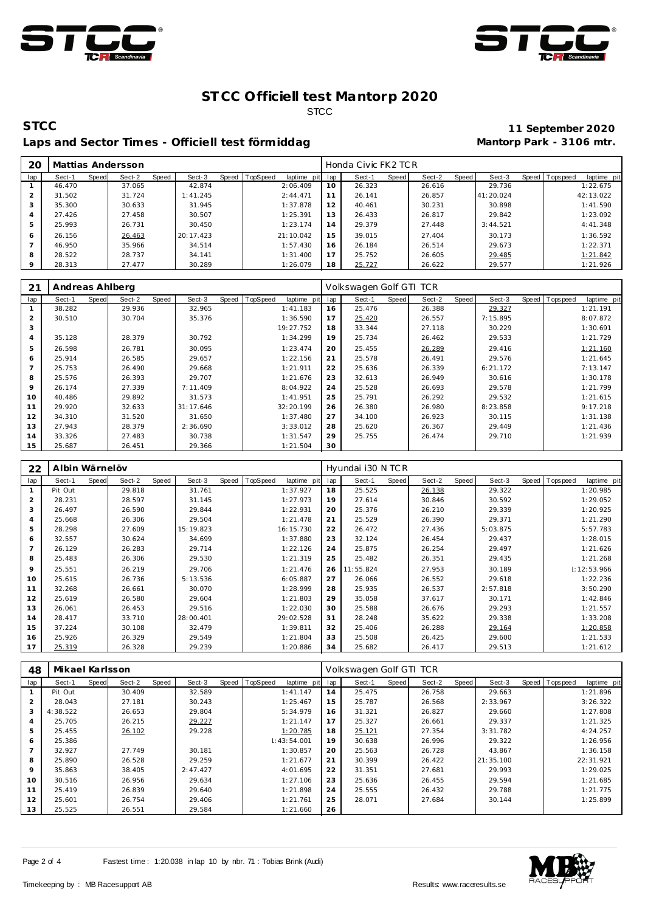# STCC Officiell test Mantorp 2020

STCC

**STCC** **11 September 2020**

**Laps and Sector Times - Officiell test förmiddag** **Mantorp Park - 3106 mtr.**

| 20 | Mattias Andersson | | | | | | | | Honda Civic FK2 TCR | | | | | | | | |
|---|---|---|---|---|---|---|---|---|---|---|---|---|---|---|---|---|---|
| lap | Sect-1 | Speed | Sect-2 | Speed | Sect-3 | Speed | TopSpeed | laptime pit | lap | Sect-1 | Speed | Sect-2 | Speed | Sect-3 | Speed | Topspeed | laptime pit |
| 1 | 46.470 | | 37.065 | | 42.874 | | | 2:06.409 | 10 | 26.323 | | 26.616 | | 29.736 | | | 1:22.675 |
| 2 | 31.502 | | 31.724 | | 1:41.245 | | | 2:44.471 | 11 | 26.141 | | 26.857 | | 41:20.024 | | | 42:13.022 |
| 3 | 35.300 | | 30.633 | | 31.945 | | | 1:37.878 | 12 | 40.461 | | 30.231 | | 30.898 | | | 1:41.590 |
| 4 | 27.426 | | 27.458 | | 30.507 | | | 1:25.391 | 13 | 26.433 | | 26.817 | | 29.842 | | | 1:23.092 |
| 5 | 25.993 | | 26.731 | | 30.450 | | | 1:23.174 | 14 | 29.379 | | 27.448 | | 3:44.521 | | | 4:41.348 |
| 6 | 26.156 | | 26.463 | | 20:17.423 | | | 21:10.042 | 15 | 39.015 | | 27.404 | | 30.173 | | | 1:36.592 |
| 7 | 46.950 | | 35.966 | | 34.514 | | | 1:57.430 | 16 | 26.184 | | 26.514 | | 29.673 | | | 1:22.371 |
| 8 | 28.522 | | 28.737 | | 34.141 | | | 1:31.400 | 17 | 25.752 | | 26.605 | | 29.485 | | | 1:21.842 |
| 9 | 28.313 | | 27.477 | | 30.289 | | | 1:26.079 | 18 | 25.727 | | 26.622 | | 29.577 | | | 1:21.926 |

| 21 | Andreas Ahlberg | | | | | | | | Volkswagen Golf GTI TCR | | | | | | | | |
|---|---|---|---|---|---|---|---|---|---|---|---|---|---|---|---|---|---|
| lap | Sect-1 | Speed | Sect-2 | Speed | Sect-3 | Speed | TopSpeed | laptime pit | lap | Sect-1 | Speed | Sect-2 | Speed | Sect-3 | Speed | Topspeed | laptime pit |
| 1 | 38.282 | | 29.936 | | 32.965 | | | 1:41.183 | 16 | 25.476 | | 26.388 | | 29.327 | | | 1:21.191 |
| 2 | 30.510 | | 30.704 | | 35.376 | | | 1:36.590 | 17 | 25.420 | | 26.557 | | 7:15.895 | | | 8:07.872 |
| 3 | | | | | | | | 19:27.752 | 18 | 33.344 | | 27.118 | | 30.229 | | | 1:30.691 |
| 4 | 35.128 | | 28.379 | | 30.792 | | | 1:34.299 | 19 | 25.734 | | 26.462 | | 29.533 | | | 1:21.729 |
| 5 | 26.598 | | 26.781 | | 30.095 | | | 1:23.474 | 20 | 25.455 | | 26.289 | | 29.416 | | | 1:21.160 |
| 6 | 25.914 | | 26.585 | | 29.657 | | | 1:22.156 | 21 | 25.578 | | 26.491 | | 29.576 | | | 1:21.645 |
| 7 | 25.753 | | 26.490 | | 29.668 | | | 1:21.911 | 22 | 25.636 | | 26.339 | | 6:21.172 | | | 7:13.147 |
| 8 | 25.576 | | 26.393 | | 29.707 | | | 1:21.676 | 23 | 32.613 | | 26.949 | | 30.616 | | | 1:30.178 |
| 9 | 26.174 | | 27.339 | | 7:11.409 | | | 8:04.922 | 24 | 25.528 | | 26.693 | | 29.578 | | | 1:21.799 |
| 10 | 40.486 | | 29.892 | | 31.573 | | | 1:41.951 | 25 | 25.791 | | 26.292 | | 29.532 | | | 1:21.615 |
| 11 | 29.920 | | 32.633 | | 31:17.646 | | | 32:20.199 | 26 | 26.380 | | 26.980 | | 8:23.858 | | | 9:17.218 |
| 12 | 34.310 | | 31.520 | | 31.650 | | | 1:37.480 | 27 | 34.100 | | 26.923 | | 30.115 | | | 1:31.138 |
| 13 | 27.943 | | 28.379 | | 2:36.690 | | | 3:33.012 | 28 | 25.620 | | 26.367 | | 29.449 | | | 1:21.436 |
| 14 | 33.326 | | 27.483 | | 30.738 | | | 1:31.547 | 29 | 25.755 | | 26.474 | | 29.710 | | | 1:21.939 |
| 15 | 25.687 | | 26.451 | | 29.366 | | | 1:21.504 | 30 | | | | | | | | |

| 22 | Albin Wärnelöv | | | | | | | | Hyundai i30 N TCR | | | | | | | | |
|---|---|---|---|---|---|---|---|---|---|---|---|---|---|---|---|---|---|
| lap | Sect-1 | Speed | Sect-2 | Speed | Sect-3 | Speed | TopSpeed | laptime pit | lap | Sect-1 | Speed | Sect-2 | Speed | Sect-3 | Speed | Topspeed | laptime pit |
| 1 | Pit Out | | 29.818 | | 31.761 | | | 1:37.927 | 18 | 25.525 | | 26.138 | | 29.322 | | | 1:20.985 |
| 2 | 28.231 | | 28.597 | | 31.145 | | | 1:27.973 | 19 | 27.614 | | 30.846 | | 30.592 | | | 1:29.052 |
| 3 | 26.497 | | 26.590 | | 29.844 | | | 1:22.931 | 20 | 25.376 | | 26.210 | | 29.339 | | | 1:20.925 |
| 4 | 25.668 | | 26.306 | | 29.504 | | | 1:21.478 | 21 | 25.529 | | 26.390 | | 29.371 | | | 1:21.290 |
| 5 | 28.298 | | 27.609 | | 15:19.823 | | | 16:15.730 | 22 | 26.472 | | 27.436 | | 5:03.875 | | | 5:57.783 |
| 6 | 32.557 | | 30.624 | | 34.699 | | | 1:37.880 | 23 | 32.124 | | 26.454 | | 29.437 | | | 1:28.015 |
| 7 | 26.129 | | 26.283 | | 29.714 | | | 1:22.126 | 24 | 25.875 | | 26.254 | | 29.497 | | | 1:21.626 |
| 8 | 25.483 | | 26.306 | | 29.530 | | | 1:21.319 | 25 | 25.482 | | 26.351 | | 29.435 | | | 1:21.268 |
| 9 | 25.551 | | 26.219 | | 29.706 | | | 1:21.476 | 26 | 11:55.824 | | 27.953 | | 30.189 | | | 1:12:53.966 |
| 10 | 25.615 | | 26.736 | | 5:13.536 | | | 6:05.887 | 27 | 26.066 | | 26.552 | | 29.618 | | | 1:22.236 |
| 11 | 32.268 | | 26.661 | | 30.070 | | | 1:28.999 | 28 | 25.935 | | 26.537 | | 2:57.818 | | | 3:50.290 |
| 12 | 25.619 | | 26.580 | | 29.604 | | | 1:21.803 | 29 | 35.058 | | 37.617 | | 30.171 | | | 1:42.846 |
| 13 | 26.061 | | 26.453 | | 29.516 | | | 1:22.030 | 30 | 25.588 | | 26.676 | | 29.293 | | | 1:21.557 |
| 14 | 28.417 | | 33.710 | | 28:00.401 | | | 29:02.528 | 31 | 28.248 | | 35.622 | | 29.338 | | | 1:33.208 |
| 15 | 37.224 | | 30.108 | | 32.479 | | | 1:39.811 | 32 | 25.406 | | 26.288 | | 29.164 | | | 1:20.858 |
| 16 | 25.926 | | 26.329 | | 29.549 | | | 1:21.804 | 33 | 25.508 | | 26.425 | | 29.600 | | | 1:21.533 |
| 17 | 25.319 | | 26.328 | | 29.239 | | | 1:20.886 | 34 | 25.682 | | 26.417 | | 29.513 | | | 1:21.612 |

| 48 | Mikael Karlsson | | | | | | | | Volkswagen Golf GTI TCR | | | | | | | | |
|---|---|---|---|---|---|---|---|---|---|---|---|---|---|---|---|---|---|
| lap | Sect-1 | Speed | Sect-2 | Speed | Sect-3 | Speed | TopSpeed | laptime pit | lap | Sect-1 | Speed | Sect-2 | Speed | Sect-3 | Speed | Topspeed | laptime pit |
| 1 | Pit Out | | 30.409 | | 32.589 | | | 1:41.147 | 14 | 25.475 | | 26.758 | | 29.663 | | | 1:21.896 |
| 2 | 28.043 | | 27.181 | | 30.243 | | | 1:25.467 | 15 | 25.787 | | 26.568 | | 2:33.967 | | | 3:26.322 |
| 3 | 4:38.522 | | 26.653 | | 29.804 | | | 5:34.979 | 16 | 31.321 | | 26.827 | | 29.660 | | | 1:27.808 |
| 4 | 25.705 | | 26.215 | | 29.227 | | | 1:21.147 | 17 | 25.327 | | 26.661 | | 29.337 | | | 1:21.325 |
| 5 | 25.455 | | 26.102 | | 29.228 | | | 1:20.785 | 18 | 25.121 | | 27.354 | | 3:31.782 | | | 4:24.257 |
| 6 | 25.386 | | | | | | | 1:43:54.001 | 19 | 30.638 | | 26.996 | | 29.322 | | | 1:26.956 |
| 7 | 32.927 | | 27.749 | | 30.181 | | | 1:30.857 | 20 | 25.563 | | 26.728 | | 43.867 | | | 1:36.158 |
| 8 | 25.890 | | 26.528 | | 29.259 | | | 1:21.677 | 21 | 30.399 | | 26.422 | | 21:35.100 | | | 22:31.921 |
| 9 | 35.863 | | 38.405 | | 2:47.427 | | | 4:01.695 | 22 | 31.351 | | 27.681 | | 29.993 | | | 1:29.025 |
| 10 | 30.516 | | 26.956 | | 29.634 | | | 1:27.106 | 23 | 25.636 | | 26.455 | | 29.594 | | | 1:21.685 |
| 11 | 25.419 | | 26.839 | | 29.640 | | | 1:21.898 | 24 | 25.555 | | 26.432 | | 29.788 | | | 1:21.775 |
| 12 | 25.601 | | 26.754 | | 29.406 | | | 1:21.761 | 25 | 28.071 | | 27.684 | | 30.144 | | | 1:25.899 |
| 13 | 25.525 | | 26.551 | | 29.584 | | | 1:21.660 | 26 | | | | | | | | |

Fastest time : 1:20.038 in lap 10 by nbr. 71 : Tobias Brink (Audi)

Timekeeping by : MB Racesupport AB

Results: www.raceresults.se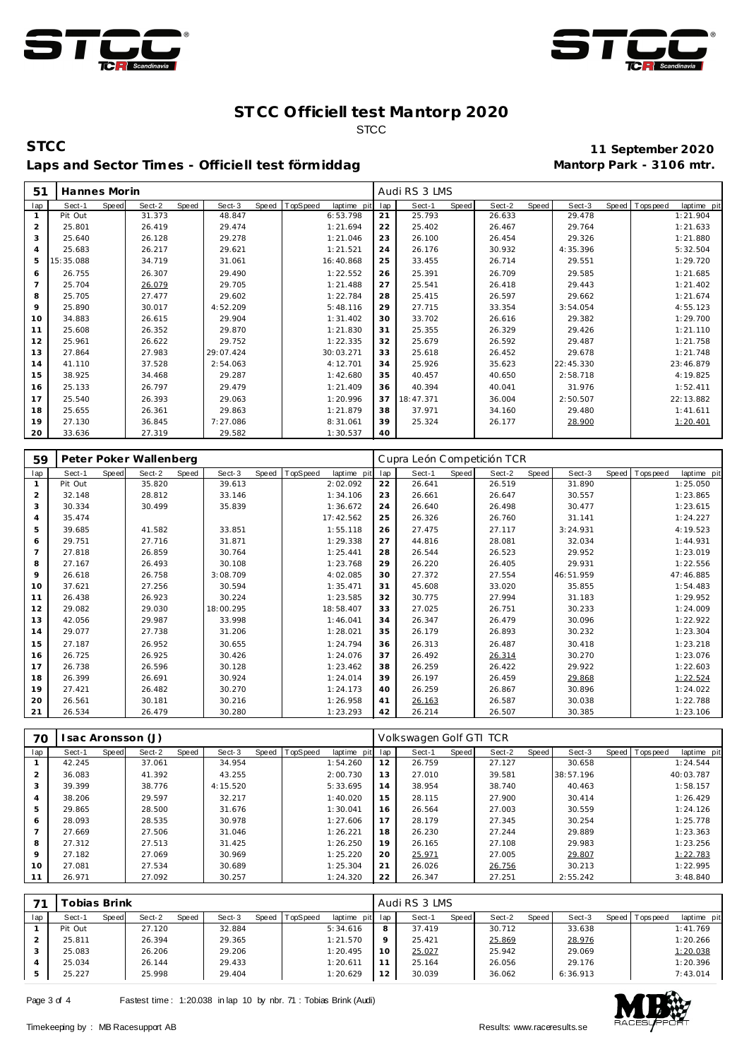# STCC Officiell test Mantorp 2020

STCC

**STCC** **11 September 2020**

**Laps and Sector Times - Officiell test förmiddag** **Mantorp Park - 3106 mtr.**

| 51 | Hannes Morin | | | | | | | | | | Audi RS 3 LMS | | | | | | | | |
|---|---|---|---|---|---|---|---|---|---|---|---|---|---|---|---|---|---|---|---|
| lap | Sect-1 | Speed | Sect-2 | Speed | Sect-3 | Speed | TopSpeed | laptime | pit | lap | Sect-1 | Speed | Sect-2 | Speed | Sect-3 | Speed | Topspeed | laptime | pit |
| 1 | Pit Out | | 31.373 | | 48.847 | | | 6:53.798 | | 21 | 25.793 | | 26.633 | | 29.478 | | | 1:21.904 | |
| 2 | 25.801 | | 26.419 | | 29.474 | | | 1:21.694 | | 22 | 25.402 | | 26.467 | | 29.764 | | | 1:21.633 | |
| 3 | 25.640 | | 26.128 | | 29.278 | | | 1:21.046 | | 23 | 26.100 | | 26.454 | | 29.326 | | | 1:21.880 | |
| 4 | 25.683 | | 26.217 | | 29.621 | | | 1:21.521 | | 24 | 26.176 | | 30.932 | | 4:35.396 | | | 5:32.504 | |
| 5 | 15:35.088 | | 34.719 | | 31.061 | | | 16:40.868 | | 25 | 33.455 | | 26.714 | | 29.551 | | | 1:29.720 | |
| 6 | 26.755 | | 26.307 | | 29.490 | | | 1:22.552 | | 26 | 25.391 | | 26.709 | | 29.585 | | | 1:21.685 | |
| 7 | 25.704 | | 26.079 | | 29.705 | | | 1:21.488 | | 27 | 25.541 | | 26.418 | | 29.443 | | | 1:21.402 | |
| 8 | 25.705 | | 27.477 | | 29.602 | | | 1:22.784 | | 28 | 25.415 | | 26.597 | | 29.662 | | | 1:21.674 | |
| 9 | 25.890 | | 30.017 | | 4:52.209 | | | 5:48.116 | | 29 | 27.715 | | 33.354 | | 3:54.054 | | | 4:55.123 | |
| 10 | 34.883 | | 26.615 | | 29.904 | | | 1:31.402 | | 30 | 33.702 | | 26.616 | | 29.382 | | | 1:29.700 | |
| 11 | 25.608 | | 26.352 | | 29.870 | | | 1:21.830 | | 31 | 25.355 | | 26.329 | | 29.426 | | | 1:21.110 | |
| 12 | 25.961 | | 26.622 | | 29.752 | | | 1:22.335 | | 32 | 25.679 | | 26.592 | | 29.487 | | | 1:21.758 | |
| 13 | 27.864 | | 27.983 | | 29:07.424 | | | 30:03.271 | | 33 | 25.618 | | 26.452 | | 29.678 | | | 1:21.748 | |
| 14 | 41.110 | | 37.528 | | 2:54.063 | | | 4:12.701 | | 34 | 25.926 | | 35.623 | | 22:45.330 | | | 23:46.879 | |
| 15 | 38.925 | | 34.468 | | 29.287 | | | 1:42.680 | | 35 | 40.457 | | 40.650 | | 2:58.718 | | | 4:19.825 | |
| 16 | 25.133 | | 26.797 | | 29.479 | | | 1:21.409 | | 36 | 40.394 | | 40.041 | | 31.976 | | | 1:52.411 | |
| 17 | 25.540 | | 26.393 | | 29.063 | | | 1:20.996 | | 37 | 18:47.371 | | 36.004 | | 2:50.507 | | | 22:13.882 | |
| 18 | 25.655 | | 26.361 | | 29.863 | | | 1:21.879 | | 38 | 37.971 | | 34.160 | | 29.480 | | | 1:41.611 | |
| 19 | 27.130 | | 36.845 | | 7:27.086 | | | 8:31.061 | | 39 | 25.324 | | 26.177 | | 28.900 | | | 1:20.401 | |
| 20 | 33.636 | | 27.319 | | 29.582 | | | 1:30.537 | | 40 | | | | | | | | | |

| 59 | Peter Poker Wallenberg | | | | | | | | | | Cupra León Competición TCR | | | | | | | | |
|---|---|---|---|---|---|---|---|---|---|---|---|---|---|---|---|---|---|---|---|
| lap | Sect-1 | Speed | Sect-2 | Speed | Sect-3 | Speed | TopSpeed | laptime | pit | lap | Sect-1 | Speed | Sect-2 | Speed | Sect-3 | Speed | Topspeed | laptime | pit |
| 1 | Pit Out | | 35.820 | | 39.613 | | | 2:02.092 | | 22 | 26.641 | | 26.519 | | 31.890 | | | 1:25.050 | |
| 2 | 32.148 | | 28.812 | | 33.146 | | | 1:34.106 | | 23 | 26.661 | | 26.647 | | 30.557 | | | 1:23.865 | |
| 3 | 30.334 | | 30.499 | | 35.839 | | | 1:36.672 | | 24 | 26.640 | | 26.498 | | 30.477 | | | 1:23.615 | |
| 4 | 35.474 | | | | | | | 17:42.562 | | 25 | 26.326 | | 26.760 | | 31.141 | | | 1:24.227 | |
| 5 | 39.685 | | 41.582 | | 33.851 | | | 1:55.118 | | 26 | 27.475 | | 27.117 | | 3:24.931 | | | 4:19.523 | |
| 6 | 29.751 | | 27.716 | | 31.871 | | | 1:29.338 | | 27 | 44.816 | | 28.081 | | 32.034 | | | 1:44.931 | |
| 7 | 27.818 | | 26.859 | | 30.764 | | | 1:25.441 | | 28 | 26.544 | | 26.523 | | 29.952 | | | 1:23.019 | |
| 8 | 27.167 | | 26.493 | | 30.108 | | | 1:23.768 | | 29 | 26.220 | | 26.405 | | 29.931 | | | 1:22.556 | |
| 9 | 26.618 | | 26.758 | | 3:08.709 | | | 4:02.085 | | 30 | 27.372 | | 27.554 | | 46:51.959 | | | 47:46.885 | |
| 10 | 37.621 | | 27.256 | | 30.594 | | | 1:35.471 | | 31 | 45.608 | | 33.020 | | 35.855 | | | 1:54.483 | |
| 11 | 26.438 | | 26.923 | | 30.224 | | | 1:23.585 | | 32 | 30.775 | | 27.994 | | 31.183 | | | 1:29.952 | |
| 12 | 29.082 | | 29.030 | | 18:00.295 | | | 18:58.407 | | 33 | 27.025 | | 26.751 | | 30.233 | | | 1:24.009 | |
| 13 | 42.056 | | 29.987 | | 33.998 | | | 1:46.041 | | 34 | 26.347 | | 26.479 | | 30.096 | | | 1:22.922 | |
| 14 | 29.077 | | 27.738 | | 31.206 | | | 1:28.021 | | 35 | 26.179 | | 26.893 | | 30.232 | | | 1:23.304 | |
| 15 | 27.187 | | 26.952 | | 30.655 | | | 1:24.794 | | 36 | 26.313 | | 26.487 | | 30.418 | | | 1:23.218 | |
| 16 | 26.725 | | 26.925 | | 30.426 | | | 1:24.076 | | 37 | 26.492 | | 26.314 | | 30.270 | | | 1:23.076 | |
| 17 | 26.738 | | 26.596 | | 30.128 | | | 1:23.462 | | 38 | 26.259 | | 26.422 | | 29.922 | | | 1:22.603 | |
| 18 | 26.399 | | 26.691 | | 30.924 | | | 1:24.014 | | 39 | 26.197 | | 26.459 | | 29.868 | | | 1:22.524 | |
| 19 | 27.421 | | 26.482 | | 30.270 | | | 1:24.173 | | 40 | 26.259 | | 26.867 | | 30.896 | | | 1:24.022 | |
| 20 | 26.561 | | 30.181 | | 30.216 | | | 1:26.958 | | 41 | 26.163 | | 26.587 | | 30.038 | | | 1:22.788 | |
| 21 | 26.534 | | 26.479 | | 30.280 | | | 1:23.293 | | 42 | 26.214 | | 26.507 | | 30.385 | | | 1:23.106 | |

| 70 | Isac Aronsson (J) | | | | | | | | | | Volkswagen Golf GTI TCR | | | | | | | | |
|---|---|---|---|---|---|---|---|---|---|---|---|---|---|---|---|---|---|---|---|
| lap | Sect-1 | Speed | Sect-2 | Speed | Sect-3 | Speed | TopSpeed | laptime | pit | lap | Sect-1 | Speed | Sect-2 | Speed | Sect-3 | Speed | Topspeed | laptime | pit |
| 1 | 42.245 | | 37.061 | | 34.954 | | | 1:54.260 | | 12 | 26.759 | | 27.127 | | 30.658 | | | 1:24.544 | |
| 2 | 36.083 | | 41.392 | | 43.255 | | | 2:00.730 | | 13 | 27.010 | | 39.581 | | 38:57.196 | | | 40:03.787 | |
| 3 | 39.399 | | 38.776 | | 4:15.520 | | | 5:33.695 | | 14 | 38.954 | | 38.740 | | 40.463 | | | 1:58.157 | |
| 4 | 38.206 | | 29.597 | | 32.217 | | | 1:40.020 | | 15 | 28.115 | | 27.900 | | 30.414 | | | 1:26.429 | |
| 5 | 29.865 | | 28.500 | | 31.676 | | | 1:30.041 | | 16 | 26.564 | | 27.003 | | 30.559 | | | 1:24.126 | |
| 6 | 28.093 | | 28.535 | | 30.978 | | | 1:27.606 | | 17 | 28.179 | | 27.345 | | 30.254 | | | 1:25.778 | |
| 7 | 27.669 | | 27.506 | | 31.046 | | | 1:26.221 | | 18 | 26.230 | | 27.244 | | 29.889 | | | 1:23.363 | |
| 8 | 27.312 | | 27.513 | | 31.425 | | | 1:26.250 | | 19 | 26.165 | | 27.108 | | 29.983 | | | 1:23.256 | |
| 9 | 27.182 | | 27.069 | | 30.969 | | | 1:25.220 | | 20 | 25.971 | | 27.005 | | 29.807 | | | 1:22.783 | |
| 10 | 27.081 | | 27.534 | | 30.689 | | | 1:25.304 | | 21 | 26.026 | | 26.756 | | 30.213 | | | 1:22.995 | |
| 11 | 26.971 | | 27.092 | | 30.257 | | | 1:24.320 | | 22 | 26.347 | | 27.251 | | 2:55.242 | | | 3:48.840 | |

| 71 | Tobias Brink | | | | | | | | | | Audi RS 3 LMS | | | | | | | | |
|---|---|---|---|---|---|---|---|---|---|---|---|---|---|---|---|---|---|---|---|
| lap | Sect-1 | Speed | Sect-2 | Speed | Sect-3 | Speed | TopSpeed | laptime | pit | lap | Sect-1 | Speed | Sect-2 | Speed | Sect-3 | Speed | Topspeed | laptime | pit |
| 1 | Pit Out | | 27.120 | | 32.884 | | | 5:34.616 | | 8 | 37.419 | | 30.712 | | 33.638 | | | 1:41.769 | |
| 2 | 25.811 | | 26.394 | | 29.365 | | | 1:21.570 | | 9 | 25.421 | | 25.869 | | 28.976 | | | 1:20.266 | |
| 3 | 25.083 | | 26.206 | | 29.206 | | | 1:20.495 | | 10 | 25.027 | | 25.942 | | 29.069 | | | 1:20.038 | |
| 4 | 25.034 | | 26.144 | | 29.433 | | | 1:20.611 | | 11 | 25.164 | | 26.056 | | 29.176 | | | 1:20.396 | |
| 5 | 25.227 | | 25.998 | | 29.404 | | | 1:20.629 | | 12 | 30.039 | | 36.062 | | 6:36.913 | | | 7:43.014 | |

Fastest time : 1:20.038 in lap 10 by nbr. 71 : Tobias Brink (Audi)

Timekeeping by : MB Racesupport AB

Results: www.raceresults.se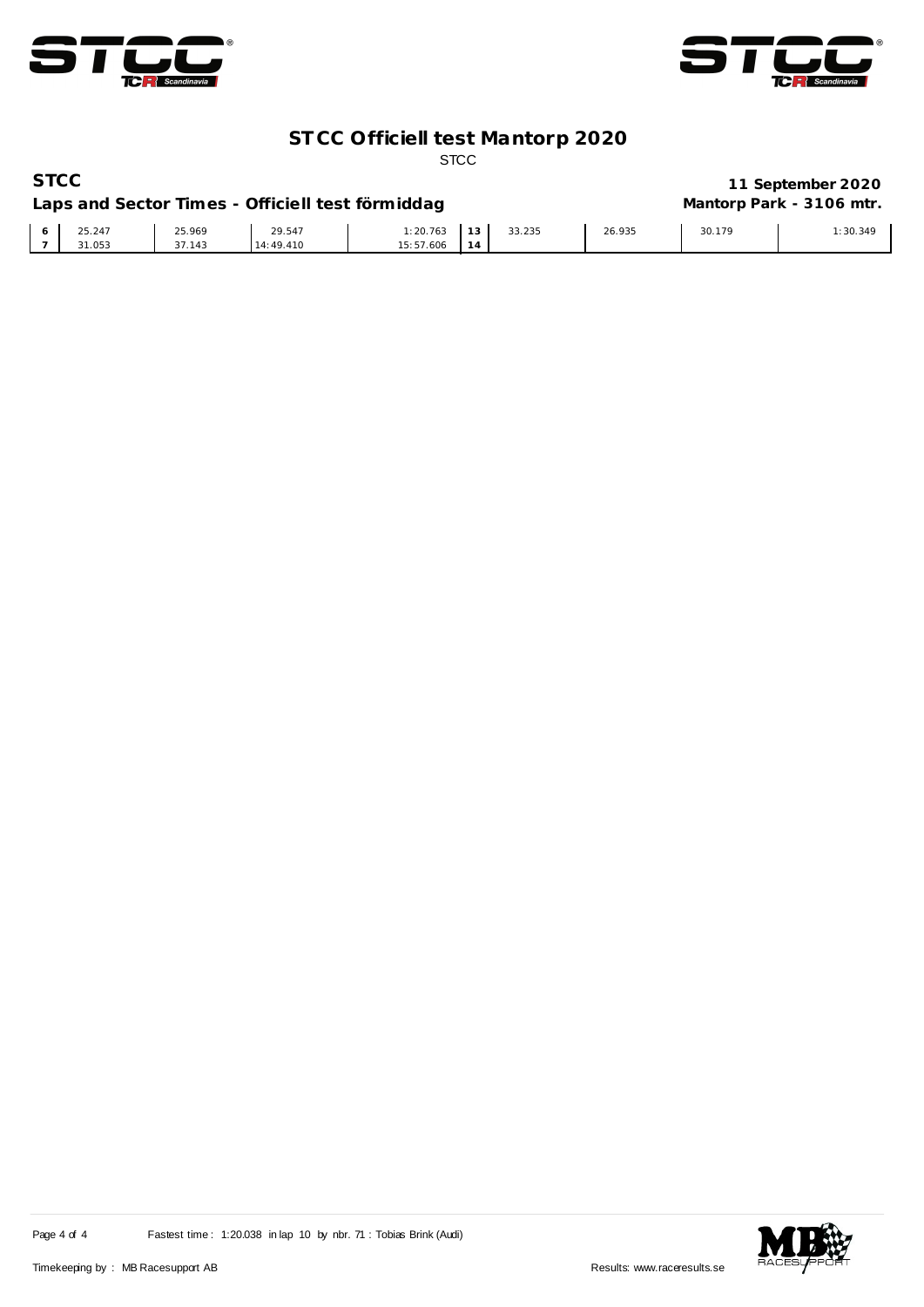# STCC Officiell test Mantorp 2020

STCC

**STCC**

**Laps and Sector Times - Officiell test förmiddag**

**11 September 2020**

**Mantorp Park - 3106 mtr.**

| | | | | | | | | | |
|---|---|---|---|---|---|---|---|---|---|
| **6** | 25.247 | 25.969 | 29.547 | 1:20.763 | **13** | 33.235 | 26.935 | 30.179 | 1:30.349 |
| **7** | 31.053 | 37.143 | 14:49.410 | 15:57.606 | **14** | | | | |

Fastest time : 1:20.038 in lap 10 by nbr. 71 : Tobias Brink (Audi)

Timekeeping by : MB Racesupport AB

Results: www.raceresults.se